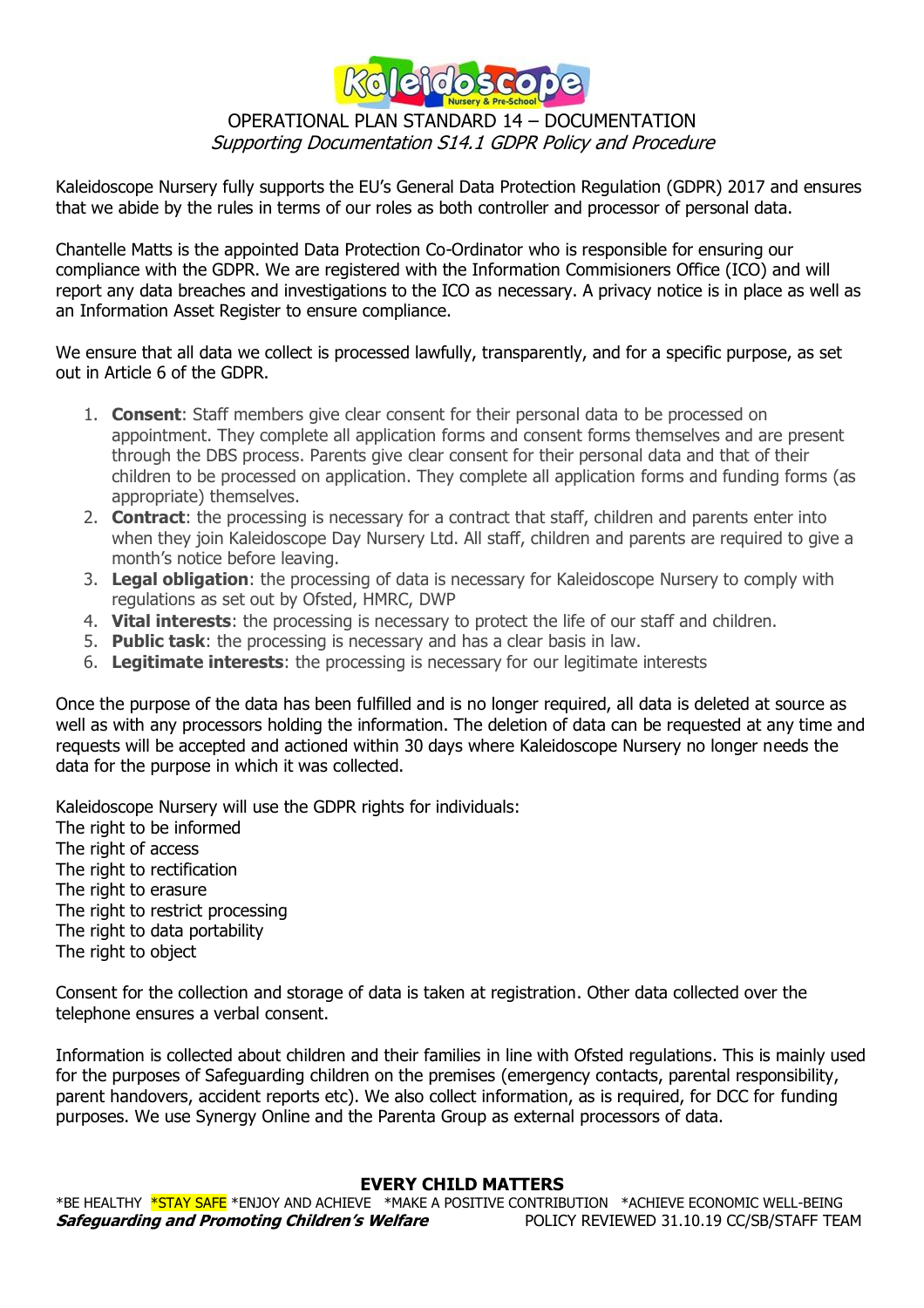# OPERATIONAL PLAN STANDARD 14 – DOCUMENTATION

*Supporting Documentation S14.1 GDPR Policy and Procedure*

Kaleidoscope Nursery fully supports the EU's General Data Protection Regulation (GDPR) 2017 and ensures that we abide by the rules in terms of our roles as both controller and processor of personal data.

Chantelle Matts is the appointed Data Protection Co-Ordinator who is responsible for ensuring our compliance with the GDPR. We are registered with the Information Commisioners Office (ICO) and will report any data breaches and investigations to the ICO as necessary. A privacy notice is in place as well as an Information Asset Register to ensure compliance.

We ensure that all data we collect is processed lawfully, transparently, and for a specific purpose, as set out in Article 6 of the GDPR.

1. **Consent**: Staff members give clear consent for their personal data to be processed on appointment. They complete all application forms and consent forms themselves and are present through the DBS process. Parents give clear consent for their personal data and that of their children to be processed on application. They complete all application forms and funding forms (as appropriate) themselves.
2. **Contract**: the processing is necessary for a contract that staff, children and parents enter into when they join Kaleidoscope Day Nursery Ltd. All staff, children and parents are required to give a month's notice before leaving.
3. **Legal obligation**: the processing of data is necessary for Kaleidoscope Nursery to comply with regulations as set out by Ofsted, HMRC, DWP
4. **Vital interests**: the processing is necessary to protect the life of our staff and children.
5. **Public task**: the processing is necessary and has a clear basis in law.
6. **Legitimate interests**: the processing is necessary for our legitimate interests

Once the purpose of the data has been fulfilled and is no longer required, all data is deleted at source as well as with any processors holding the information. The deletion of data can be requested at any time and requests will be accepted and actioned within 30 days where Kaleidoscope Nursery no longer needs the data for the purpose in which it was collected.

Kaleidoscope Nursery will use the GDPR rights for individuals:
The right to be informed
The right of access
The right to rectification
The right to erasure
The right to restrict processing
The right to data portability
The right to object

Consent for the collection and storage of data is taken at registration. Other data collected over the telephone ensures a verbal consent.

Information is collected about children and their families in line with Ofsted regulations. This is mainly used for the purposes of Safeguarding children on the premises (emergency contacts, parental responsibility, parent handovers, accident reports etc). We also collect information, as is required, for DCC for funding purposes. We use Synergy Online and the Parenta Group as external processors of data.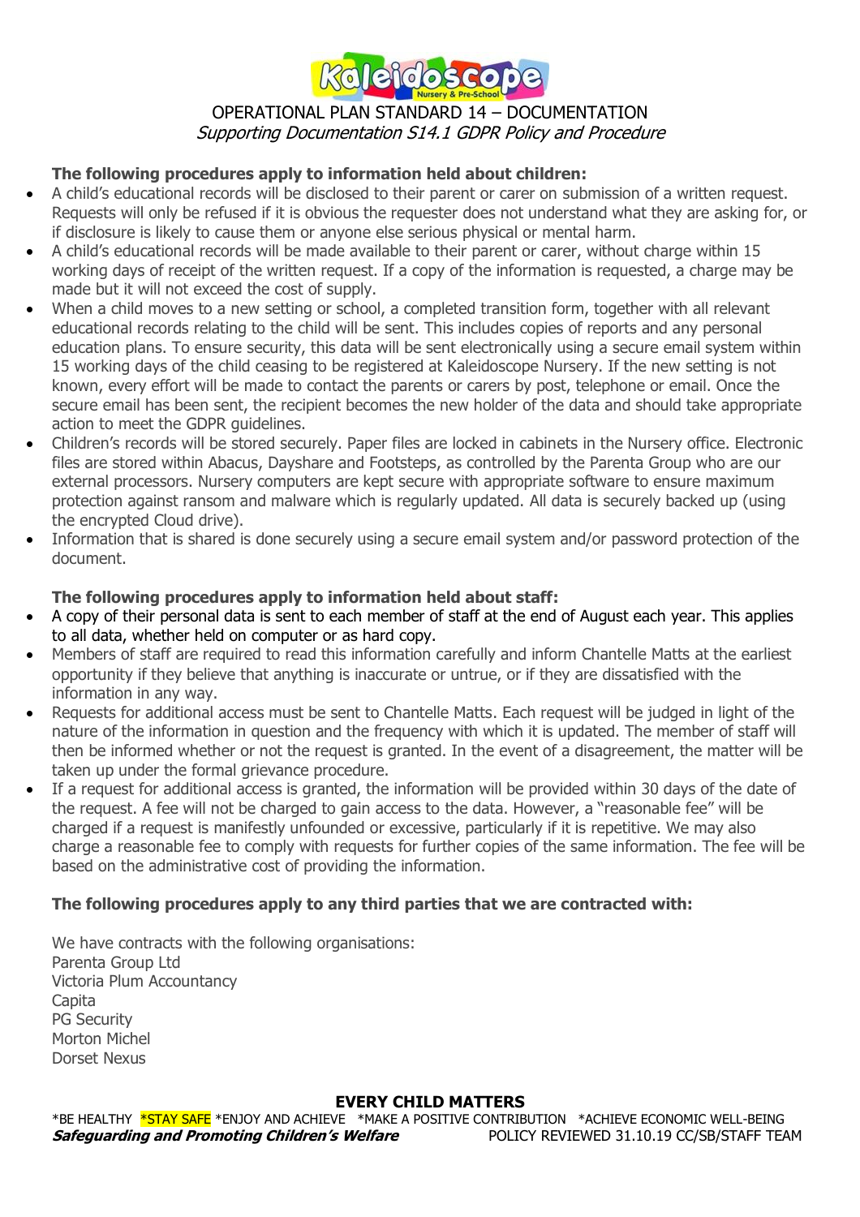OPERATIONAL PLAN STANDARD 14 – DOCUMENTATION

*Supporting Documentation S14.1 GDPR Policy and Procedure*

**The following procedures apply to information held about children:**

- A child's educational records will be disclosed to their parent or carer on submission of a written request. Requests will only be refused if it is obvious the requester does not understand what they are asking for, or if disclosure is likely to cause them or anyone else serious physical or mental harm.
- A child's educational records will be made available to their parent or carer, without charge within 15 working days of receipt of the written request. If a copy of the information is requested, a charge may be made but it will not exceed the cost of supply.
- When a child moves to a new setting or school, a completed transition form, together with all relevant educational records relating to the child will be sent. This includes copies of reports and any personal education plans. To ensure security, this data will be sent electronically using a secure email system within 15 working days of the child ceasing to be registered at Kaleidoscope Nursery. If the new setting is not known, every effort will be made to contact the parents or carers by post, telephone or email. Once the secure email has been sent, the recipient becomes the new holder of the data and should take appropriate action to meet the GDPR guidelines.
- Children's records will be stored securely. Paper files are locked in cabinets in the Nursery office. Electronic files are stored within Abacus, Dayshare and Footsteps, as controlled by the Parenta Group who are our external processors. Nursery computers are kept secure with appropriate software to ensure maximum protection against ransom and malware which is regularly updated. All data is securely backed up (using the encrypted Cloud drive).
- Information that is shared is done securely using a secure email system and/or password protection of the document.

**The following procedures apply to information held about staff:**

- A copy of their personal data is sent to each member of staff at the end of August each year. This applies to all data, whether held on computer or as hard copy.
- Members of staff are required to read this information carefully and inform Chantelle Matts at the earliest opportunity if they believe that anything is inaccurate or untrue, or if they are dissatisfied with the information in any way.
- Requests for additional access must be sent to Chantelle Matts. Each request will be judged in light of the nature of the information in question and the frequency with which it is updated. The member of staff will then be informed whether or not the request is granted. In the event of a disagreement, the matter will be taken up under the formal grievance procedure.
- If a request for additional access is granted, the information will be provided within 30 days of the date of the request. A fee will not be charged to gain access to the data. However, a "reasonable fee" will be charged if a request is manifestly unfounded or excessive, particularly if it is repetitive. We may also charge a reasonable fee to comply with requests for further copies of the same information. The fee will be based on the administrative cost of providing the information.

**The following procedures apply to any third parties that we are contracted with:**

We have contracts with the following organisations:
Parenta Group Ltd
Victoria Plum Accountancy
Capita
PG Security
Morton Michel
Dorset Nexus

**EVERY CHILD MATTERS**

*BE HEALTHY *STAY SAFE *ENJOY AND ACHIEVE *MAKE A POSITIVE CONTRIBUTION *ACHIEVE ECONOMIC WELL-BEING

***Safeguarding and Promoting Children's Welfare*** POLICY REVIEWED 31.10.19 CC/SB/STAFF TEAM